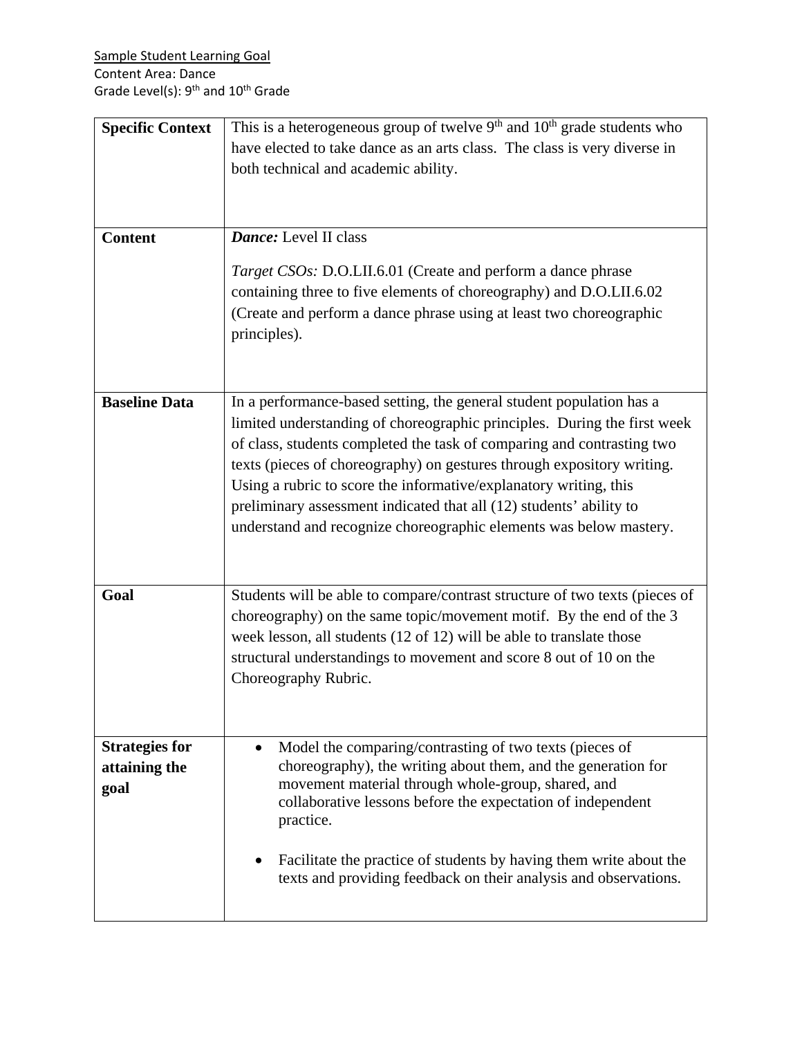Sample Student Learning Goal
Content Area: Dance
Grade Level(s): 9th and 10th Grade

| | |
|---|---|
| **Specific Context** | This is a heterogeneous group of twelve 9th and 10th grade students who have elected to take dance as an arts class. The class is very diverse in both technical and academic ability. |
| **Content** | ***Dance:*** Level II class<br><br>*Target CSOs:* D.O.LII.6.01 (Create and perform a dance phrase containing three to five elements of choreography) and D.O.LII.6.02 (Create and perform a dance phrase using at least two choreographic principles). |
| **Baseline Data** | In a performance-based setting, the general student population has a limited understanding of choreographic principles. During the first week of class, students completed the task of comparing and contrasting two texts (pieces of choreography) on gestures through expository writing. Using a rubric to score the informative/explanatory writing, this preliminary assessment indicated that all (12) students' ability to understand and recognize choreographic elements was below mastery. |
| **Goal** | Students will be able to compare/contrast structure of two texts (pieces of choreography) on the same topic/movement motif. By the end of the 3 week lesson, all students (12 of 12) will be able to translate those structural understandings to movement and score 8 out of 10 on the Choreography Rubric. |
| **Strategies for attaining the goal** | • Model the comparing/contrasting of two texts (pieces of choreography), the writing about them, and the generation for movement material through whole-group, shared, and collaborative lessons before the expectation of independent practice.<br><br>• Facilitate the practice of students by having them write about the texts and providing feedback on their analysis and observations. |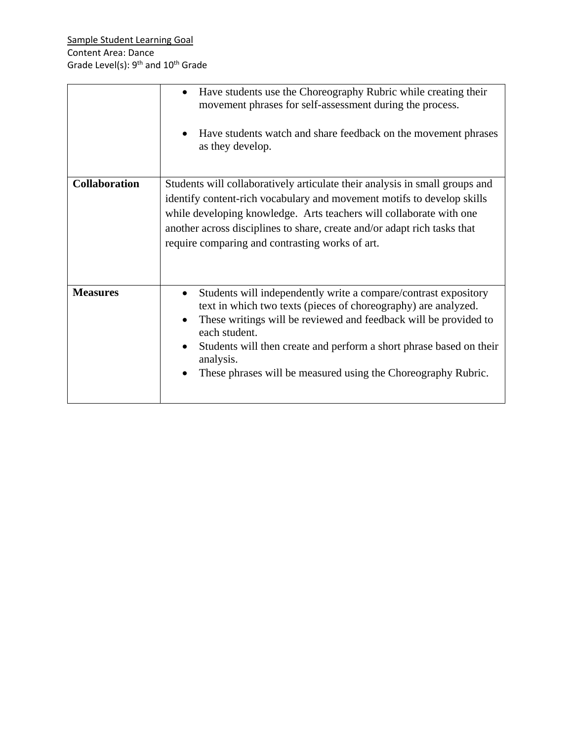| | |
|---|---|
| | • Have students use the Choreography Rubric while creating their movement phrases for self-assessment during the process.<br>• Have students watch and share feedback on the movement phrases as they develop. |
| **Collaboration** | Students will collaboratively articulate their analysis in small groups and identify content-rich vocabulary and movement motifs to develop skills while developing knowledge. Arts teachers will collaborate with one another across disciplines to share, create and/or adapt rich tasks that require comparing and contrasting works of art. |
| **Measures** | • Students will independently write a compare/contrast expository text in which two texts (pieces of choreography) are analyzed.<br>• These writings will be reviewed and feedback will be provided to each student.<br>• Students will then create and perform a short phrase based on their analysis.<br>• These phrases will be measured using the Choreography Rubric. |